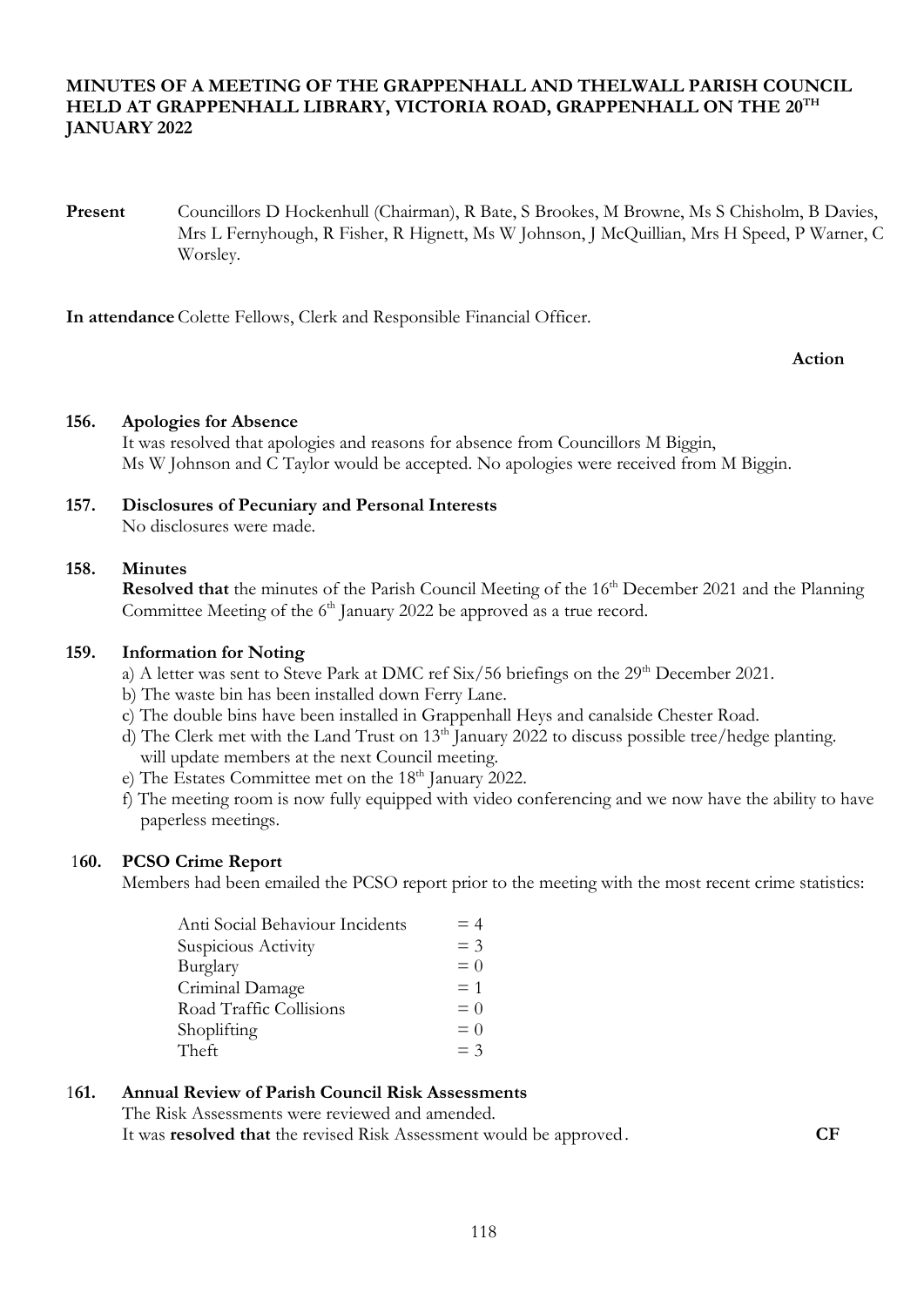# MINUTES OF A MEETING OF THE GRAPPENHALL AND THELWALL PARISH COUNCIL HELD AT GRAPPENHALL LIBRARY, VICTORIA ROAD, GRAPPENHALL ON THE 20TH JANUARY 2022

**Present** Councillors D Hockenhull (Chairman), R Bate, S Brookes, M Browne, Ms S Chisholm, B Davies, Mrs L Fernyhough, R Fisher, R Hignett, Ms W Johnson, J McQuillian, Mrs H Speed, P Warner, C Worsley.

**In attendance** Colette Fellows, Clerk and Responsible Financial Officer.

**Action**

**156. Apologies for Absence**

It was resolved that apologies and reasons for absence from Councillors M Biggin, Ms W Johnson and C Taylor would be accepted. No apologies were received from M Biggin.

**157. Disclosures of Pecuniary and Personal Interests**

No disclosures were made.

**158. Minutes**

**Resolved that** the minutes of the Parish Council Meeting of the 16th December 2021 and the Planning Committee Meeting of the 6th January 2022 be approved as a true record.

**159. Information for Noting**

a) A letter was sent to Steve Park at DMC ref Six/56 briefings on the 29th December 2021.
b) The waste bin has been installed down Ferry Lane.
c) The double bins have been installed in Grappenhall Heys and canalside Chester Road.
d) The Clerk met with the Land Trust on 13th January 2022 to discuss possible tree/hedge planting. will update members at the next Council meeting.
e) The Estates Committee met on the 18th January 2022.
f) The meeting room is now fully equipped with video conferencing and we now have the ability to have paperless meetings.

**160. PCSO Crime Report**

Members had been emailed the PCSO report prior to the meeting with the most recent crime statistics:

| | |
|---|---|
| Anti Social Behaviour Incidents | = 4 |
| Suspicious Activity | = 3 |
| Burglary | = 0 |
| Criminal Damage | = 1 |
| Road Traffic Collisions | = 0 |
| Shoplifting | = 0 |
| Theft | = 3 |

**161. Annual Review of Parish Council Risk Assessments**

The Risk Assessments were reviewed and amended.
It was **resolved that** the revised Risk Assessment would be approved. **CF**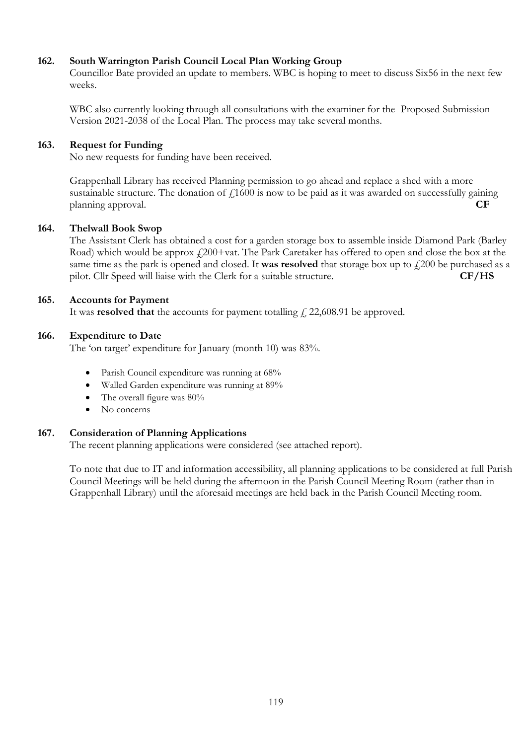**162. South Warrington Parish Council Local Plan Working Group**

Councillor Bate provided an update to members. WBC is hoping to meet to discuss Six56 in the next few weeks.

WBC also currently looking through all consultations with the examiner for the Proposed Submission Version 2021-2038 of the Local Plan. The process may take several months.

**163. Request for Funding**

No new requests for funding have been received.

Grappenhall Library has received Planning permission to go ahead and replace a shed with a more sustainable structure. The donation of £1600 is now to be paid as it was awarded on successfully gaining planning approval. **CF**

**164. Thelwall Book Swop**

The Assistant Clerk has obtained a cost for a garden storage box to assemble inside Diamond Park (Barley Road) which would be approx £200+vat. The Park Caretaker has offered to open and close the box at the same time as the park is opened and closed. It **was resolved** that storage box up to £200 be purchased as a pilot. Cllr Speed will liaise with the Clerk for a suitable structure. **CF/HS**

**165. Accounts for Payment**

It was **resolved that** the accounts for payment totalling £ 22,608.91 be approved.

**166. Expenditure to Date**

The 'on target' expenditure for January (month 10) was 83%.

- Parish Council expenditure was running at 68%
- Walled Garden expenditure was running at 89%
- The overall figure was 80%
- No concerns

**167. Consideration of Planning Applications**

The recent planning applications were considered (see attached report).

To note that due to IT and information accessibility, all planning applications to be considered at full Parish Council Meetings will be held during the afternoon in the Parish Council Meeting Room (rather than in Grappenhall Library) until the aforesaid meetings are held back in the Parish Council Meeting room.